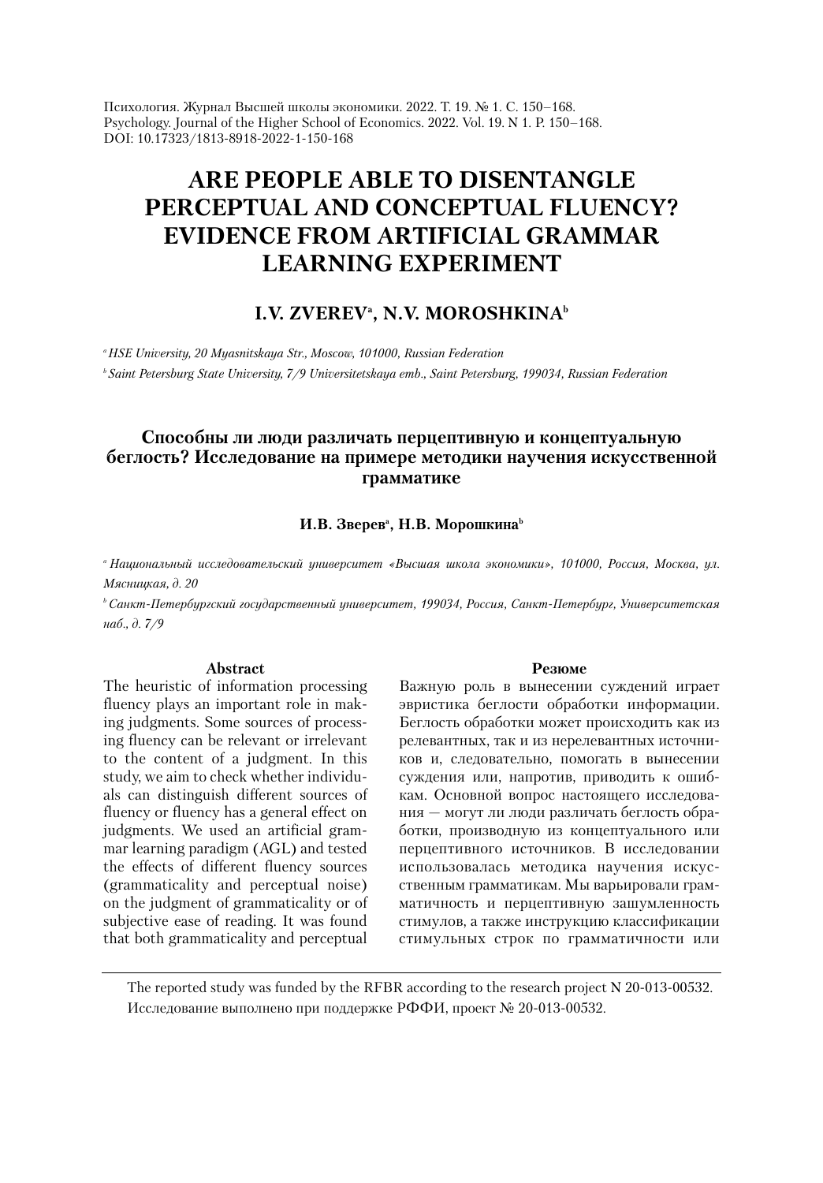Психология. Журнал Высшей школы экономики. 2022. Т. 19. № 1. С. 150–168.
Psychology. Journal of the Higher School of Economics. 2022. Vol. 19. N 1. P. 150–168.
DOI: 10.17323/1813-8918-2022-1-150-168

# ARE PEOPLE ABLE TO DISENTANGLE PERCEPTUAL AND CONCEPTUAL FLUENCY? EVIDENCE FROM ARTIFICIAL GRAMMAR LEARNING EXPERIMENT

### I.V. ZVEREV[a], N.V. MOROSHKINA[b]

[a] *HSE University, 20 Myasnitskaya Str., Moscow, 101000, Russian Federation*

[b] *Saint Petersburg State University, 7/9 Universitetskaya emb., Saint Petersburg, 199034, Russian Federation*

# Способны ли люди различать перцептивную и концептуальную беглость? Исследование на примере методики научения искусственной грамматике

### И.В. Зверев[a], Н.В. Морошкина[b]

[a] *Национальный исследовательский университет «Высшая школа экономики», 101000, Россия, Москва, ул. Мясницкая, д. 20*

[b] *Санкт-Петербургский государственный университет, 199034, Россия, Санкт-Петербург, Университетская наб., д. 7/9*

**Abstract**

The heuristic of information processing fluency plays an important role in making judgments. Some sources of processing fluency can be relevant or irrelevant to the content of a judgment. In this study, we aim to check whether individuals can distinguish different sources of fluency or fluency has a general effect on judgments. We used an artificial grammar learning paradigm (AGL) and tested the effects of different fluency sources (grammaticality and perceptual noise) on the judgment of grammaticality or of subjective ease of reading. It was found that both grammaticality and perceptual

**Резюме**

Важную роль в вынесении суждений играет эвристика беглости обработки информации. Беглость обработки может происходить как из релевантных, так и из нерелевантных источников и, следовательно, помогать в вынесении суждения или, напротив, приводить к ошибкам. Основной вопрос настоящего исследования — могут ли люди различать беглость обработки, производную из концептуального или перцептивного источников. В исследовании использовалась методика научения искусственным грамматикам. Мы варьировали грамматичность и перцептивную зашумленность стимулов, а также инструкцию классификации стимульных строк по грамматичности или

The reported study was funded by the RFBR according to the research project N 20-013-00532.
Исследование выполнено при поддержке РФФИ, проект № 20-013-00532.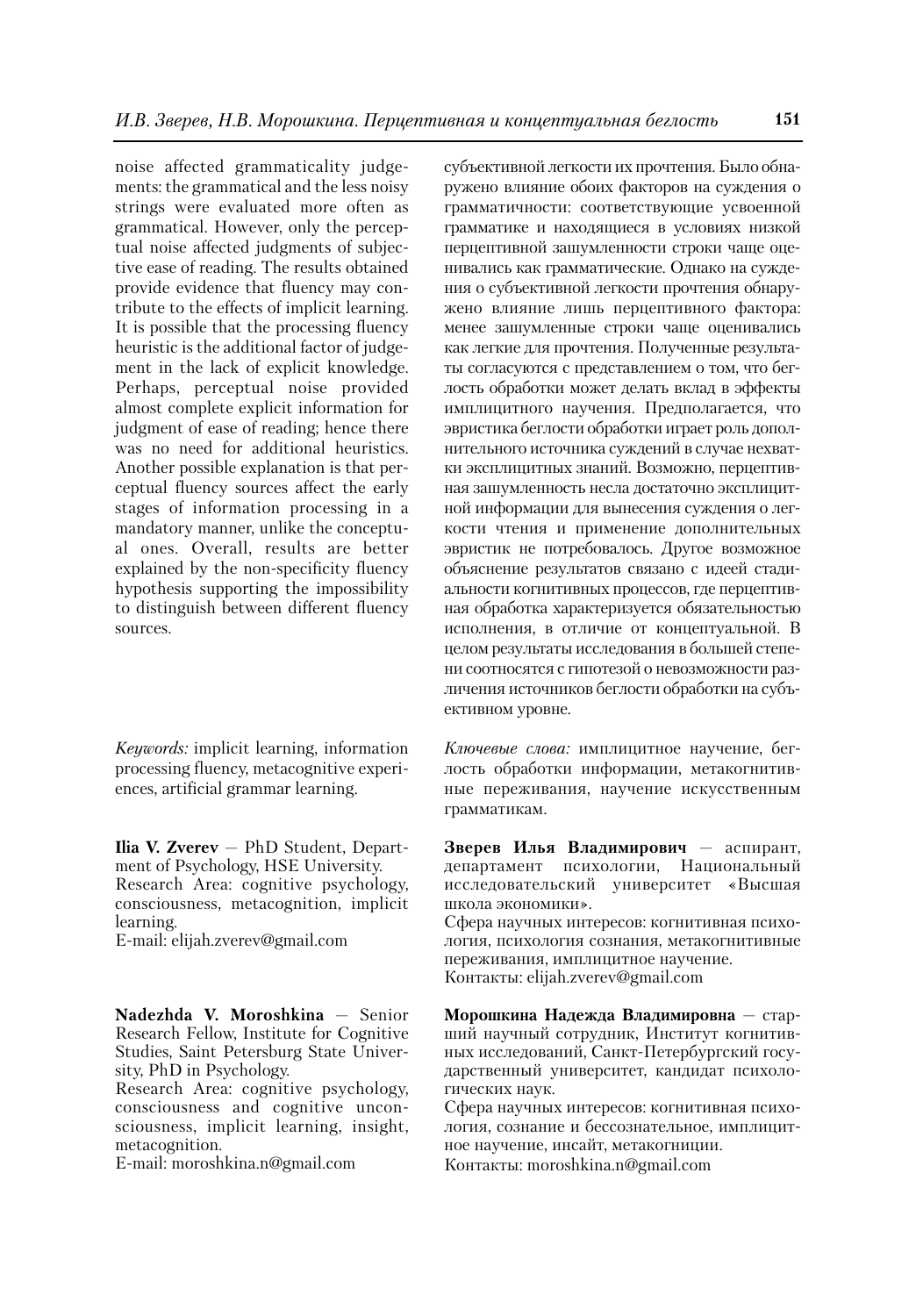noise affected grammaticality judgements: the grammatical and the less noisy strings were evaluated more often as grammatical. However, only the perceptual noise affected judgments of subjective ease of reading. The results obtained provide evidence that fluency may contribute to the effects of implicit learning. It is possible that the processing fluency heuristic is the additional factor of judgement in the lack of explicit knowledge. Perhaps, perceptual noise provided almost complete explicit information for judgment of ease of reading; hence there was no need for additional heuristics. Another possible explanation is that perceptual fluency sources affect the early stages of information processing in a mandatory manner, unlike the conceptual ones. Overall, results are better explained by the non-specificity fluency hypothesis supporting the impossibility to distinguish between different fluency sources.

*Keywords:* implicit learning, information processing fluency, metacognitive experiences, artificial grammar learning.

**Ilia V. Zverev** — PhD Student, Department of Psychology, HSE University.
Research Area: cognitive psychology, consciousness, metacognition, implicit learning.
E-mail: elijah.zverev@gmail.com

**Nadezhda V. Moroshkina** — Senior Research Fellow, Institute for Cognitive Studies, Saint Petersburg State University, PhD in Psychology.
Research Area: cognitive psychology, consciousness and cognitive unconsciousness, implicit learning, insight, metacognition.
E-mail: moroshkina.n@gmail.com

субъективной легкости их прочтения. Было обнаружено влияние обоих факторов на суждения о грамматичности: соответствующие усвоенной грамматике и находящиеся в условиях низкой перцептивной зашумленности строки чаще оценивались как грамматические. Однако на суждения о субъективной легкости прочтения обнаружено влияние лишь перцептивного фактора: менее зашумленные строки чаще оценивались как легкие для прочтения. Полученные результаты согласуются с представлением о том, что беглость обработки может делать вклад в эффекты имплицитного научения. Предполагается, что эвристика беглости обработки играет роль дополнительного источника суждений в случае нехватки эксплицитных знаний. Возможно, перцептивная зашумленность несла достаточно эксплицитной информации для вынесения суждения о легкости чтения и применение дополнительных эвристик не потребовалось. Другое возможное объяснение результатов связано с идеей стадиальности когнитивных процессов, где перцептивная обработка характеризуется обязательностью исполнения, в отличие от концептуальной. В целом результаты исследования в большей степени соотносятся с гипотезой о невозможности различения источников беглости обработки на субъективном уровне.

*Ключевые слова:* имплицитное научение, беглость обработки информации, метакогнитивные переживания, научение искусственным грамматикам.

**Зверев Илья Владимирович** — аспирант, департамент психологии, Национальный исследовательский университет «Высшая школа экономики».
Сфера научных интересов: когнитивная психология, психология сознания, метакогнитивные переживания, имплицитное научение.
Контакты: elijah.zverev@gmail.com

**Морошкина Надежда Владимировна** — старший научный сотрудник, Институт когнитивных исследований, Санкт-Петербургский государственный университет, кандидат психологических наук.
Сфера научных интересов: когнитивная психология, сознание и бессознательное, имплицитное научение, инсайт, метакогниции.
Контакты: moroshkina.n@gmail.com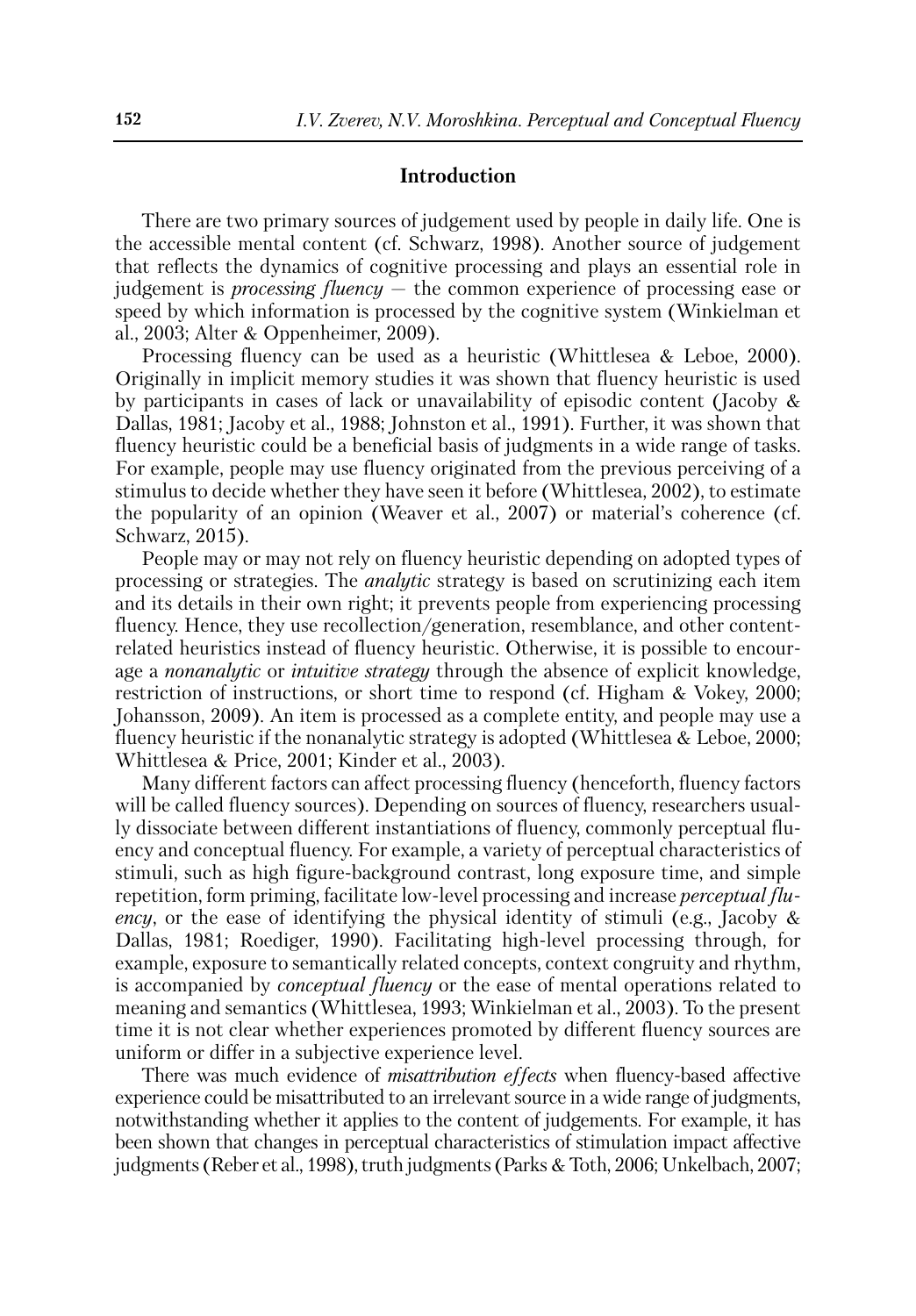## Introduction

There are two primary sources of judgement used by people in daily life. One is the accessible mental content (cf. Schwarz, 1998). Another source of judgement that reflects the dynamics of cognitive processing and plays an essential role in judgement is *processing fluency* — the common experience of processing ease or speed by which information is processed by the cognitive system (Winkielman et al., 2003; Alter & Oppenheimer, 2009).

Processing fluency can be used as a heuristic (Whittlesea & Leboe, 2000). Originally in implicit memory studies it was shown that fluency heuristic is used by participants in cases of lack or unavailability of episodic content (Jacoby & Dallas, 1981; Jacoby et al., 1988; Johnston et al., 1991). Further, it was shown that fluency heuristic could be a beneficial basis of judgments in a wide range of tasks. For example, people may use fluency originated from the previous perceiving of a stimulus to decide whether they have seen it before (Whittlesea, 2002), to estimate the popularity of an opinion (Weaver et al., 2007) or material's coherence (cf. Schwarz, 2015).

People may or may not rely on fluency heuristic depending on adopted types of processing or strategies. The *analytic* strategy is based on scrutinizing each item and its details in their own right; it prevents people from experiencing processing fluency. Hence, they use recollection/generation, resemblance, and other content-related heuristics instead of fluency heuristic. Otherwise, it is possible to encourage a *nonanalytic* or *intuitive strategy* through the absence of explicit knowledge, restriction of instructions, or short time to respond (cf. Higham & Vokey, 2000; Johansson, 2009). An item is processed as a complete entity, and people may use a fluency heuristic if the nonanalytic strategy is adopted (Whittlesea & Leboe, 2000; Whittlesea & Price, 2001; Kinder et al., 2003).

Many different factors can affect processing fluency (henceforth, fluency factors will be called fluency sources). Depending on sources of fluency, researchers usually dissociate between different instantiations of fluency, commonly perceptual fluency and conceptual fluency. For example, a variety of perceptual characteristics of stimuli, such as high figure-background contrast, long exposure time, and simple repetition, form priming, facilitate low-level processing and increase *perceptual fluency*, or the ease of identifying the physical identity of stimuli (e.g., Jacoby & Dallas, 1981; Roediger, 1990). Facilitating high-level processing through, for example, exposure to semantically related concepts, context congruity and rhythm, is accompanied by *conceptual fluency* or the ease of mental operations related to meaning and semantics (Whittlesea, 1993; Winkielman et al., 2003). To the present time it is not clear whether experiences promoted by different fluency sources are uniform or differ in a subjective experience level.

There was much evidence of *misattribution effects* when fluency-based affective experience could be misattributed to an irrelevant source in a wide range of judgments, notwithstanding whether it applies to the content of judgements. For example, it has been shown that changes in perceptual characteristics of stimulation impact affective judgments (Reber et al., 1998), truth judgments (Parks & Toth, 2006; Unkelbach, 2007;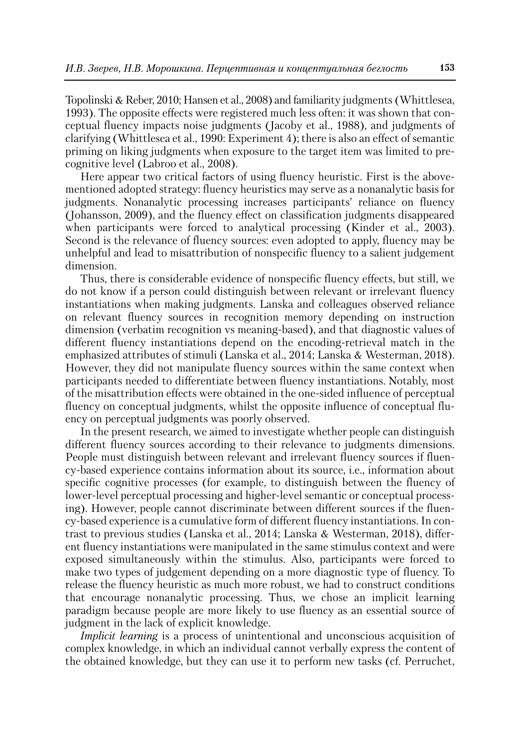Topolinski & Reber, 2010; Hansen et al., 2008) and familiarity judgments (Whittlesea, 1993). The opposite effects were registered much less often: it was shown that conceptual fluency impacts noise judgments (Jacoby et al., 1988), and judgments of clarifying (Whittlesea et al., 1990: Experiment 4); there is also an effect of semantic priming on liking judgments when exposure to the target item was limited to precognitive level (Labroo et al., 2008).

Here appear two critical factors of using fluency heuristic. First is the abovementioned adopted strategy: fluency heuristics may serve as a nonanalytic basis for judgments. Nonanalytic processing increases participants' reliance on fluency (Johansson, 2009), and the fluency effect on classification judgments disappeared when participants were forced to analytical processing (Kinder et al., 2003). Second is the relevance of fluency sources: even adopted to apply, fluency may be unhelpful and lead to misattribution of nonspecific fluency to a salient judgement dimension.

Thus, there is considerable evidence of nonspecific fluency effects, but still, we do not know if a person could distinguish between relevant or irrelevant fluency instantiations when making judgments. Lanska and colleagues observed reliance on relevant fluency sources in recognition memory depending on instruction dimension (verbatim recognition vs meaning-based), and that diagnostic values of different fluency instantiations depend on the encoding-retrieval match in the emphasized attributes of stimuli (Lanska et al., 2014; Lanska & Westerman, 2018). However, they did not manipulate fluency sources within the same context when participants needed to differentiate between fluency instantiations. Notably, most of the misattribution effects were obtained in the one-sided influence of perceptual fluency on conceptual judgments, whilst the opposite influence of conceptual fluency on perceptual judgments was poorly observed.

In the present research, we aimed to investigate whether people can distinguish different fluency sources according to their relevance to judgments dimensions. People must distinguish between relevant and irrelevant fluency sources if fluency-based experience contains information about its source, i.e., information about specific cognitive processes (for example, to distinguish between the fluency of lower-level perceptual processing and higher-level semantic or conceptual processing). However, people cannot discriminate between different sources if the fluency-based experience is a cumulative form of different fluency instantiations. In contrast to previous studies (Lanska et al., 2014; Lanska & Westerman, 2018), different fluency instantiations were manipulated in the same stimulus context and were exposed simultaneously within the stimulus. Also, participants were forced to make two types of judgement depending on a more diagnostic type of fluency. To release the fluency heuristic as much more robust, we had to construct conditions that encourage nonanalytic processing. Thus, we chose an implicit learning paradigm because people are more likely to use fluency as an essential source of judgment in the lack of explicit knowledge.

*Implicit learning* is a process of unintentional and unconscious acquisition of complex knowledge, in which an individual cannot verbally express the content of the obtained knowledge, but they can use it to perform new tasks (cf. Perruchet,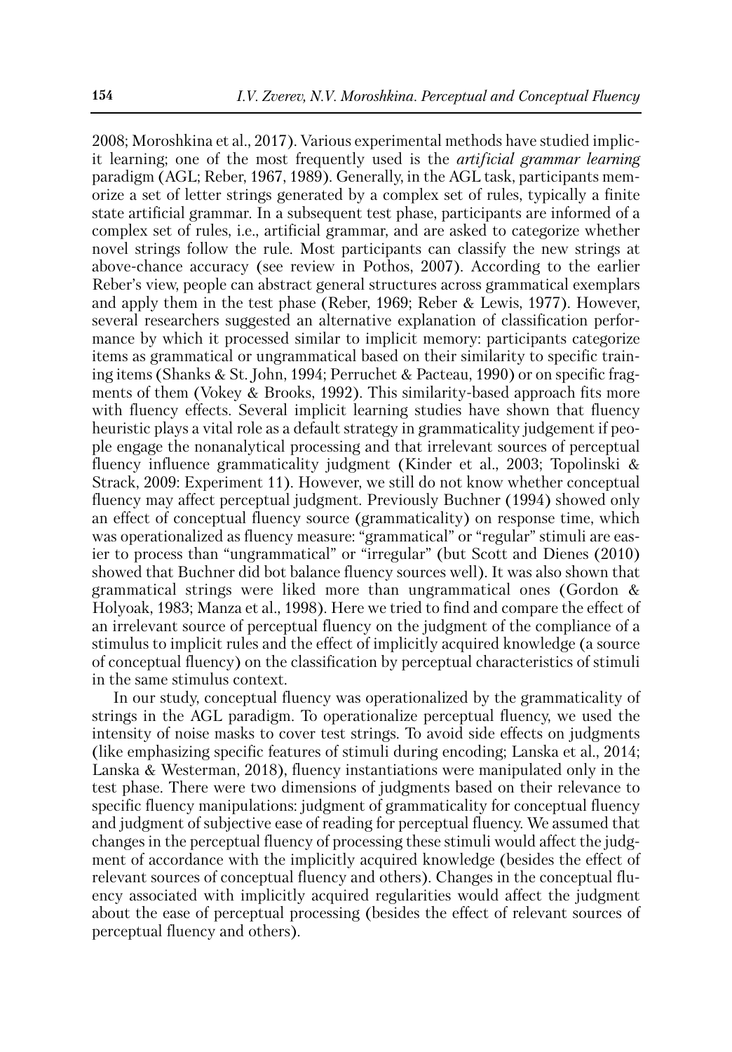2008; Moroshkina et al., 2017). Various experimental methods have studied implicit learning; one of the most frequently used is the *artificial grammar learning* paradigm (AGL; Reber, 1967, 1989). Generally, in the AGL task, participants memorize a set of letter strings generated by a complex set of rules, typically a finite state artificial grammar. In a subsequent test phase, participants are informed of a complex set of rules, i.e., artificial grammar, and are asked to categorize whether novel strings follow the rule. Most participants can classify the new strings at above-chance accuracy (see review in Pothos, 2007). According to the earlier Reber's view, people can abstract general structures across grammatical exemplars and apply them in the test phase (Reber, 1969; Reber & Lewis, 1977). However, several researchers suggested an alternative explanation of classification performance by which it processed similar to implicit memory: participants categorize items as grammatical or ungrammatical based on their similarity to specific training items (Shanks & St. John, 1994; Perruchet & Pacteau, 1990) or on specific fragments of them (Vokey & Brooks, 1992). This similarity-based approach fits more with fluency effects. Several implicit learning studies have shown that fluency heuristic plays a vital role as a default strategy in grammaticality judgement if people engage the nonanalytical processing and that irrelevant sources of perceptual fluency influence grammaticality judgment (Kinder et al., 2003; Topolinski & Strack, 2009: Experiment 11). However, we still do not know whether conceptual fluency may affect perceptual judgment. Previously Buchner (1994) showed only an effect of conceptual fluency source (grammaticality) on response time, which was operationalized as fluency measure: "grammatical" or "regular" stimuli are easier to process than "ungrammatical" or "irregular" (but Scott and Dienes (2010) showed that Buchner did bot balance fluency sources well). It was also shown that grammatical strings were liked more than ungrammatical ones (Gordon & Holyoak, 1983; Manza et al., 1998). Here we tried to find and compare the effect of an irrelevant source of perceptual fluency on the judgment of the compliance of a stimulus to implicit rules and the effect of implicitly acquired knowledge (a source of conceptual fluency) on the classification by perceptual characteristics of stimuli in the same stimulus context.

In our study, conceptual fluency was operationalized by the grammaticality of strings in the AGL paradigm. To operationalize perceptual fluency, we used the intensity of noise masks to cover test strings. To avoid side effects on judgments (like emphasizing specific features of stimuli during encoding; Lanska et al., 2014; Lanska & Westerman, 2018), fluency instantiations were manipulated only in the test phase. There were two dimensions of judgments based on their relevance to specific fluency manipulations: judgment of grammaticality for conceptual fluency and judgment of subjective ease of reading for perceptual fluency. We assumed that changes in the perceptual fluency of processing these stimuli would affect the judgment of accordance with the implicitly acquired knowledge (besides the effect of relevant sources of conceptual fluency and others). Changes in the conceptual fluency associated with implicitly acquired regularities would affect the judgment about the ease of perceptual processing (besides the effect of relevant sources of perceptual fluency and others).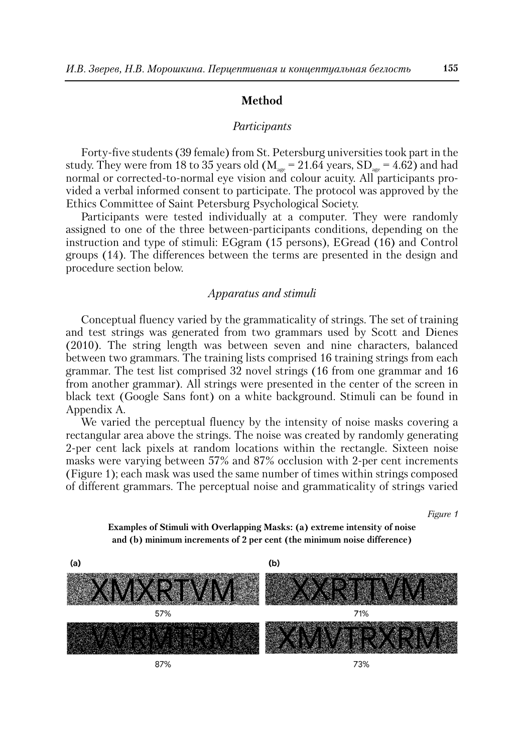## Method

### *Participants*

Forty-five students (39 female) from St. Petersburg universities took part in the study. They were from 18 to 35 years old ($M_{age}$ = 21.64 years, $SD_{age}$ = 4.62) and had normal or corrected-to-normal eye vision and colour acuity. All participants provided a verbal informed consent to participate. The protocol was approved by the Ethics Committee of Saint Petersburg Psychological Society.

Participants were tested individually at a computer. They were randomly assigned to one of the three between-participants conditions, depending on the instruction and type of stimuli: EGgram (15 persons), EGread (16) and Control groups (14). The differences between the terms are presented in the design and procedure section below.

### *Apparatus and stimuli*

Conceptual fluency varied by the grammaticality of strings. The set of training and test strings was generated from two grammars used by Scott and Dienes (2010). The string length was between seven and nine characters, balanced between two grammars. The training lists comprised 16 training strings from each grammar. The test list comprised 32 novel strings (16 from one grammar and 16 from another grammar). All strings were presented in the center of the screen in black text (Google Sans font) on a white background. Stimuli can be found in Appendix A.

We varied the perceptual fluency by the intensity of noise masks covering a rectangular area above the strings. The noise was created by randomly generating 2-per cent lack pixels at random locations within the rectangle. Sixteen noise masks were varying between 57% and 87% occlusion with 2-per cent increments (Figure 1); each mask was used the same number of times within strings composed of different grammars. The perceptual noise and grammaticality of strings varied

*Figure 1*

**Examples of Stimuli with Overlapping Masks: (a) extreme intensity of noise and (b) minimum increments of 2 per cent (the minimum noise difference)**

(a)

XMXRTVM — 57%

VVRMTRM — 87%

(b)

XXRTTVM — 71%

XMVTRXRM — 73%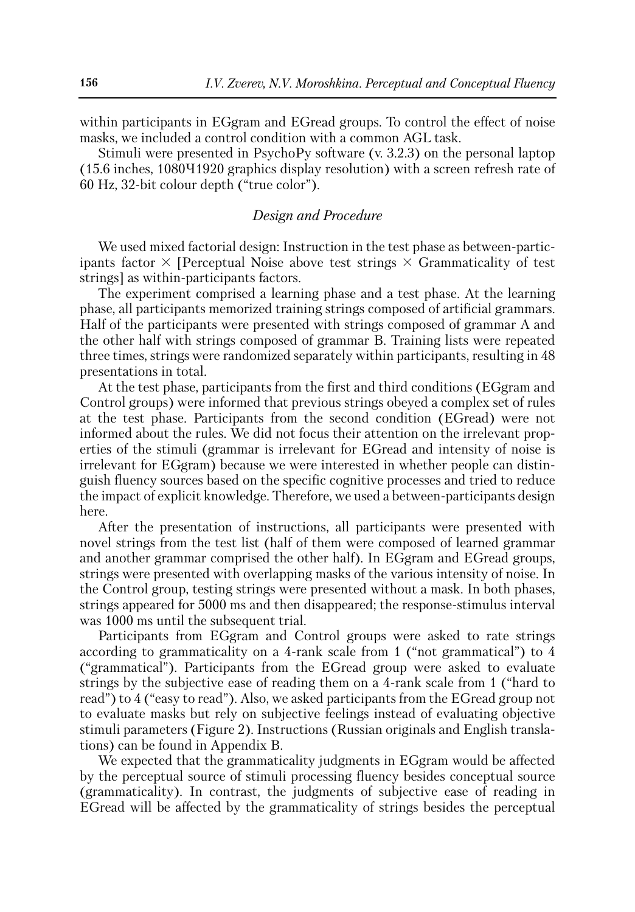within participants in EGgram and EGread groups. To control the effect of noise masks, we included a control condition with a common AGL task.

Stimuli were presented in PsychoPy software (v. 3.2.3) on the personal laptop (15.6 inches, 1080Ч1920 graphics display resolution) with a screen refresh rate of 60 Hz, 32-bit colour depth ("true color").

### *Design and Procedure*

We used mixed factorial design: Instruction in the test phase as between-participants factor × [Perceptual Noise above test strings × Grammaticality of test strings] as within-participants factors.

The experiment comprised a learning phase and a test phase. At the learning phase, all participants memorized training strings composed of artificial grammars. Half of the participants were presented with strings composed of grammar A and the other half with strings composed of grammar B. Training lists were repeated three times, strings were randomized separately within participants, resulting in 48 presentations in total.

At the test phase, participants from the first and third conditions (EGgram and Control groups) were informed that previous strings obeyed a complex set of rules at the test phase. Participants from the second condition (EGread) were not informed about the rules. We did not focus their attention on the irrelevant properties of the stimuli (grammar is irrelevant for EGread and intensity of noise is irrelevant for EGgram) because we were interested in whether people can distinguish fluency sources based on the specific cognitive processes and tried to reduce the impact of explicit knowledge. Therefore, we used a between-participants design here.

After the presentation of instructions, all participants were presented with novel strings from the test list (half of them were composed of learned grammar and another grammar comprised the other half). In EGgram and EGread groups, strings were presented with overlapping masks of the various intensity of noise. In the Control group, testing strings were presented without a mask. In both phases, strings appeared for 5000 ms and then disappeared; the response-stimulus interval was 1000 ms until the subsequent trial.

Participants from EGgram and Control groups were asked to rate strings according to grammaticality on a 4-rank scale from 1 ("not grammatical") to 4 ("grammatical"). Participants from the EGread group were asked to evaluate strings by the subjective ease of reading them on a 4-rank scale from 1 ("hard to read") to 4 ("easy to read"). Also, we asked participants from the EGread group not to evaluate masks but rely on subjective feelings instead of evaluating objective stimuli parameters (Figure 2). Instructions (Russian originals and English translations) can be found in Appendix B.

We expected that the grammaticality judgments in EGgram would be affected by the perceptual source of stimuli processing fluency besides conceptual source (grammaticality). In contrast, the judgments of subjective ease of reading in EGread will be affected by the grammaticality of strings besides the perceptual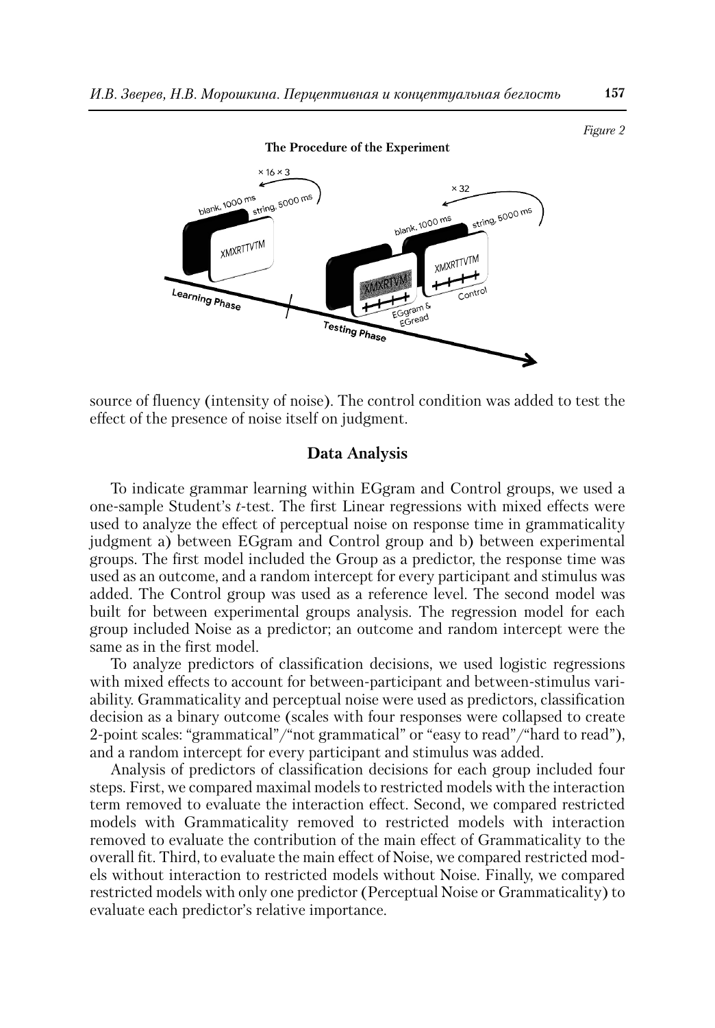*Figure 2*

**The Procedure of the Experiment**

source of fluency (intensity of noise). The control condition was added to test the effect of the presence of noise itself on judgment.

## Data Analysis

To indicate grammar learning within EGgram and Control groups, we used a one-sample Student's *t*-test. The first Linear regressions with mixed effects were used to analyze the effect of perceptual noise on response time in grammaticality judgment a) between EGgram and Control group and b) between experimental groups. The first model included the Group as a predictor, the response time was used as an outcome, and a random intercept for every participant and stimulus was added. The Control group was used as a reference level. The second model was built for between experimental groups analysis. The regression model for each group included Noise as a predictor; an outcome and random intercept were the same as in the first model.

To analyze predictors of classification decisions, we used logistic regressions with mixed effects to account for between-participant and between-stimulus variability. Grammaticality and perceptual noise were used as predictors, classification decision as a binary outcome (scales with four responses were collapsed to create 2-point scales: "grammatical"/"not grammatical" or "easy to read"/"hard to read"), and a random intercept for every participant and stimulus was added.

Analysis of predictors of classification decisions for each group included four steps. First, we compared maximal models to restricted models with the interaction term removed to evaluate the interaction effect. Second, we compared restricted models with Grammaticality removed to restricted models with interaction removed to evaluate the contribution of the main effect of Grammaticality to the overall fit. Third, to evaluate the main effect of Noise, we compared restricted models without interaction to restricted models without Noise. Finally, we compared restricted models with only one predictor (Perceptual Noise or Grammaticality) to evaluate each predictor's relative importance.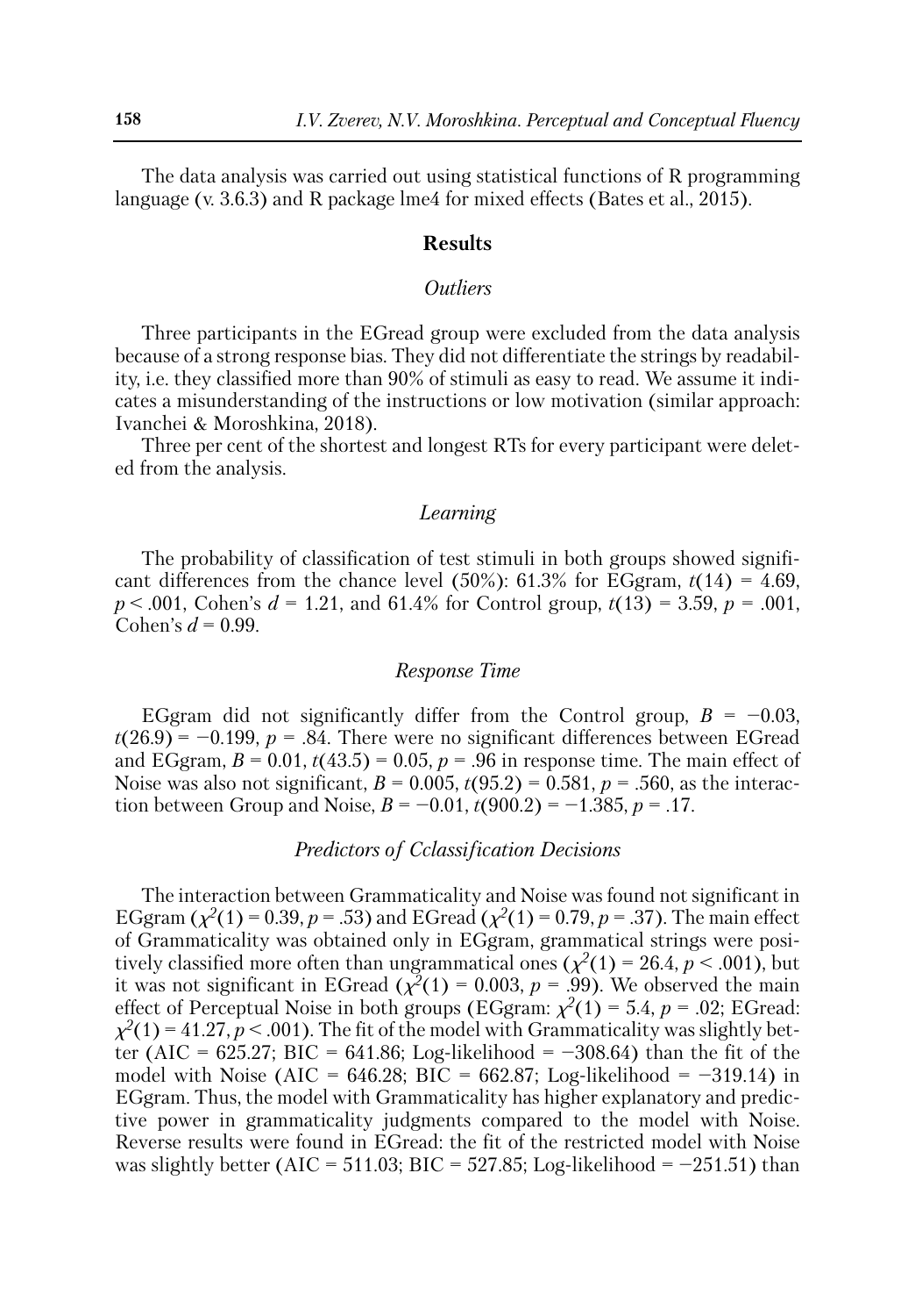The data analysis was carried out using statistical functions of R programming language (v. 3.6.3) and R package lme4 for mixed effects (Bates et al., 2015).

## Results

### *Outliers*

Three participants in the EGread group were excluded from the data analysis because of a strong response bias. They did not differentiate the strings by readability, i.e. they classified more than 90% of stimuli as easy to read. We assume it indicates a misunderstanding of the instructions or low motivation (similar approach: Ivanchei & Moroshkina, 2018).

Three per cent of the shortest and longest RTs for every participant were deleted from the analysis.

### *Learning*

The probability of classification of test stimuli in both groups showed significant differences from the chance level (50%): 61.3% for EGgram, $t(14) = 4.69$, $p < .001$, Cohen's $d = 1.21$, and 61.4% for Control group, $t(13) = 3.59$, $p = .001$, Cohen's $d = 0.99$.

### *Response Time*

EGgram did not significantly differ from the Control group, $B = -0.03$, $t(26.9) = -0.199$, $p = .84$. There were no significant differences between EGread and EGgram, $B = 0.01$, $t(43.5) = 0.05$, $p = .96$ in response time. The main effect of Noise was also not significant, $B = 0.005$, $t(95.2) = 0.581$, $p = .560$, as the interaction between Group and Noise, $B = -0.01$, $t(900.2) = -1.385$, $p = .17$.

### *Predictors of Cclassification Decisions*

The interaction between Grammaticality and Noise was found not significant in EGgram ($\chi^2(1) = 0.39$, $p = .53$) and EGread ($\chi^2(1) = 0.79$, $p = .37$). The main effect of Grammaticality was obtained only in EGgram, grammatical strings were positively classified more often than ungrammatical ones ($\chi^2(1) = 26.4$, $p < .001$), but it was not significant in EGread ($\chi^2(1) = 0.003$, $p = .99$). We observed the main effect of Perceptual Noise in both groups (EGgram: $\chi^2(1) = 5.4$, $p = .02$; EGread: $\chi^2(1) = 41.27$, $p < .001$). The fit of the model with Grammaticality was slightly better (AIC = 625.27; BIC = 641.86; Log-likelihood = −308.64) than the fit of the model with Noise (AIC = 646.28; BIC = 662.87; Log-likelihood = −319.14) in EGgram. Thus, the model with Grammaticality has higher explanatory and predictive power in grammaticality judgments compared to the model with Noise. Reverse results were found in EGread: the fit of the restricted model with Noise was slightly better (AIC = 511.03; BIC = 527.85; Log-likelihood = −251.51) than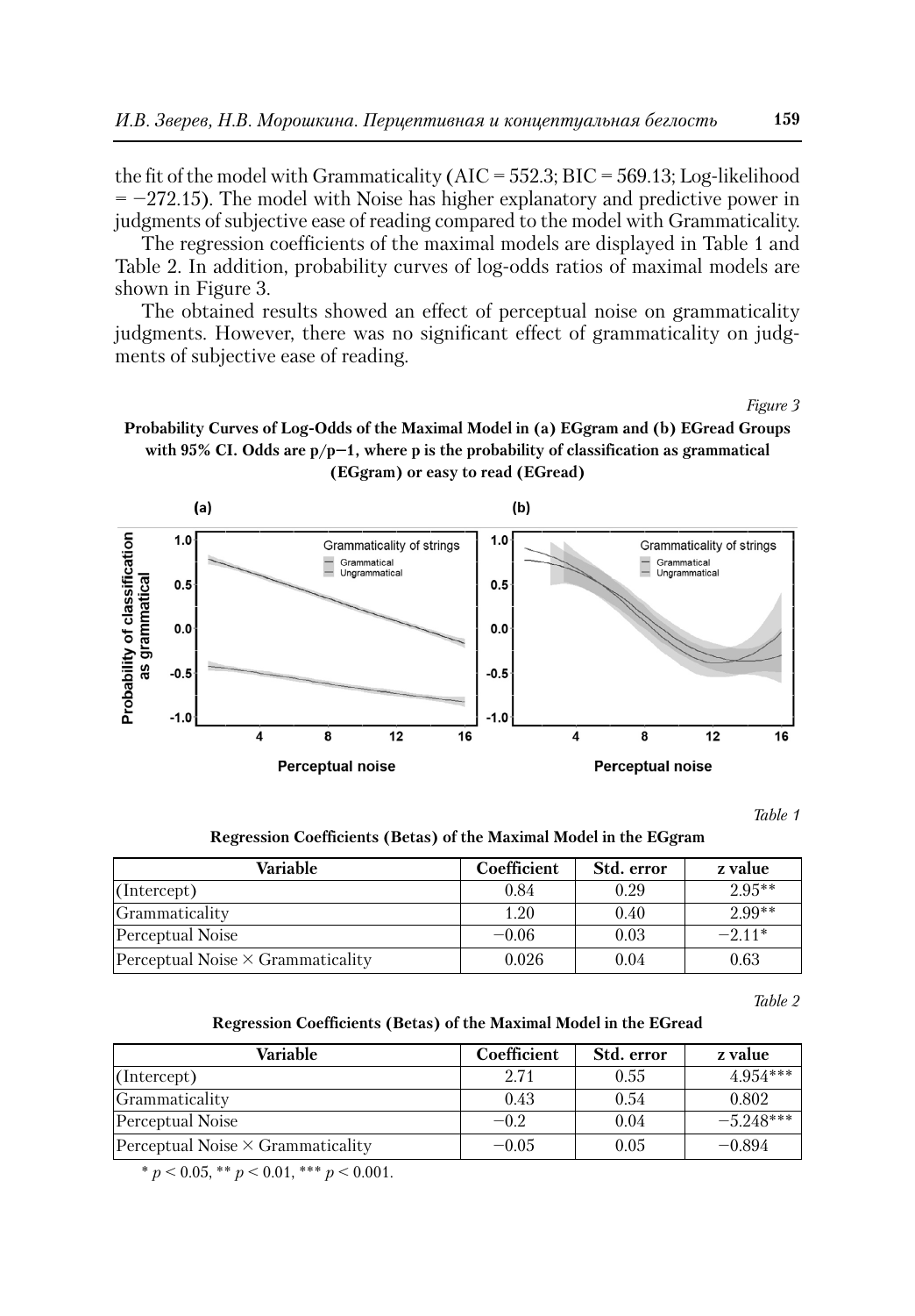the fit of the model with Grammaticality (AIC = 552.3; BIC = 569.13; Log-likelihood = −272.15). The model with Noise has higher explanatory and predictive power in judgments of subjective ease of reading compared to the model with Grammaticality.

The regression coefficients of the maximal models are displayed in Table 1 and Table 2. In addition, probability curves of log-odds ratios of maximal models are shown in Figure 3.

The obtained results showed an effect of perceptual noise on grammaticality judgments. However, there was no significant effect of grammaticality on judgments of subjective ease of reading.

*Figure 3*

**Probability Curves of Log-Odds of the Maximal Model in (a) EGgram and (b) EGread Groups with 95% CI. Odds are p/p−1, where p is the probability of classification as grammatical (EGgram) or easy to read (EGread)**

*Table 1*

**Regression Coefficients (Betas) of the Maximal Model in the EGgram**

| Variable | Coefficient | Std. error | z value |
|---|---|---|---|
| (Intercept) | 0.84 | 0.29 | 2.95** |
| Grammaticality | 1.20 | 0.40 | 2.99** |
| Perceptual Noise | −0.06 | 0.03 | −2.11* |
| Perceptual Noise × Grammaticality | 0.026 | 0.04 | 0.63 |

*Table 2*

**Regression Coefficients (Betas) of the Maximal Model in the EGread**

| Variable | Coefficient | Std. error | z value |
|---|---|---|---|
| (Intercept) | 2.71 | 0.55 | 4.954*** |
| Grammaticality | 0.43 | 0.54 | 0.802 |
| Perceptual Noise | −0.2 | 0.04 | −5.248*** |
| Perceptual Noise × Grammaticality | −0.05 | 0.05 | −0.894 |

* $p < 0.05$, ** $p < 0.01$, *** $p < 0.001$.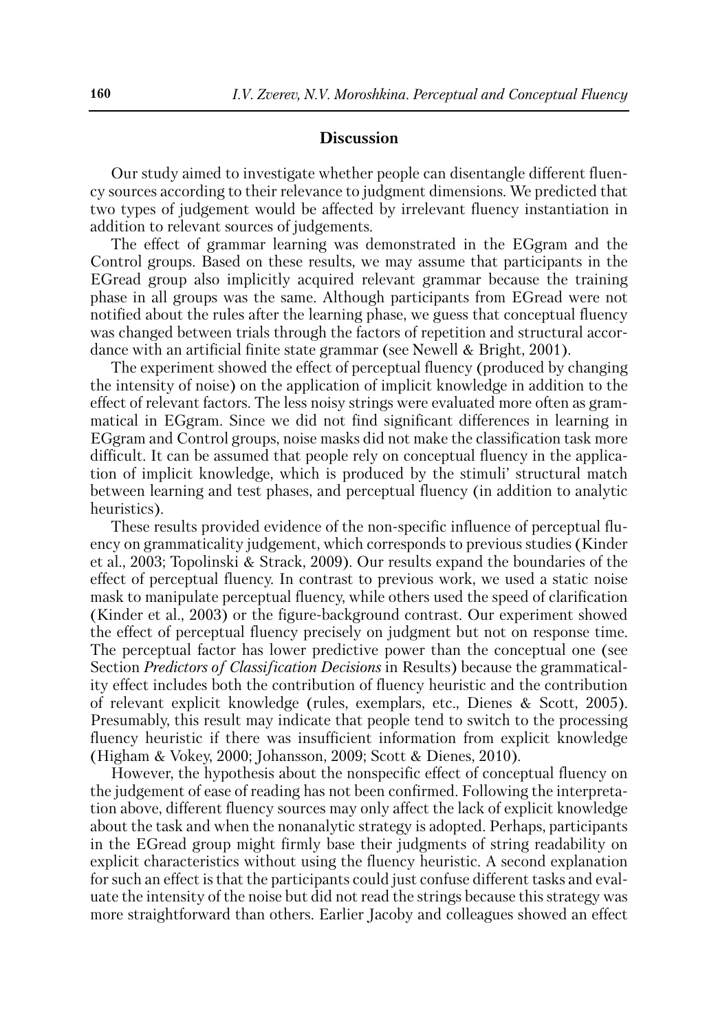## Discussion

Our study aimed to investigate whether people can disentangle different fluency sources according to their relevance to judgment dimensions. We predicted that two types of judgement would be affected by irrelevant fluency instantiation in addition to relevant sources of judgements.

The effect of grammar learning was demonstrated in the EGgram and the Control groups. Based on these results, we may assume that participants in the EGread group also implicitly acquired relevant grammar because the training phase in all groups was the same. Although participants from EGread were not notified about the rules after the learning phase, we guess that conceptual fluency was changed between trials through the factors of repetition and structural accordance with an artificial finite state grammar (see Newell & Bright, 2001).

The experiment showed the effect of perceptual fluency (produced by changing the intensity of noise) on the application of implicit knowledge in addition to the effect of relevant factors. The less noisy strings were evaluated more often as grammatical in EGgram. Since we did not find significant differences in learning in EGgram and Control groups, noise masks did not make the classification task more difficult. It can be assumed that people rely on conceptual fluency in the application of implicit knowledge, which is produced by the stimuli' structural match between learning and test phases, and perceptual fluency (in addition to analytic heuristics).

These results provided evidence of the non-specific influence of perceptual fluency on grammaticality judgement, which corresponds to previous studies (Kinder et al., 2003; Topolinski & Strack, 2009). Our results expand the boundaries of the effect of perceptual fluency. In contrast to previous work, we used a static noise mask to manipulate perceptual fluency, while others used the speed of clarification (Kinder et al., 2003) or the figure-background contrast. Our experiment showed the effect of perceptual fluency precisely on judgment but not on response time. The perceptual factor has lower predictive power than the conceptual one (see Section *Predictors of Classification Decisions* in Results) because the grammaticality effect includes both the contribution of fluency heuristic and the contribution of relevant explicit knowledge (rules, exemplars, etc., Dienes & Scott, 2005). Presumably, this result may indicate that people tend to switch to the processing fluency heuristic if there was insufficient information from explicit knowledge (Higham & Vokey, 2000; Johansson, 2009; Scott & Dienes, 2010).

However, the hypothesis about the nonspecific effect of conceptual fluency on the judgement of ease of reading has not been confirmed. Following the interpretation above, different fluency sources may only affect the lack of explicit knowledge about the task and when the nonanalytic strategy is adopted. Perhaps, participants in the EGread group might firmly base their judgments of string readability on explicit characteristics without using the fluency heuristic. A second explanation for such an effect is that the participants could just confuse different tasks and evaluate the intensity of the noise but did not read the strings because this strategy was more straightforward than others. Earlier Jacoby and colleagues showed an effect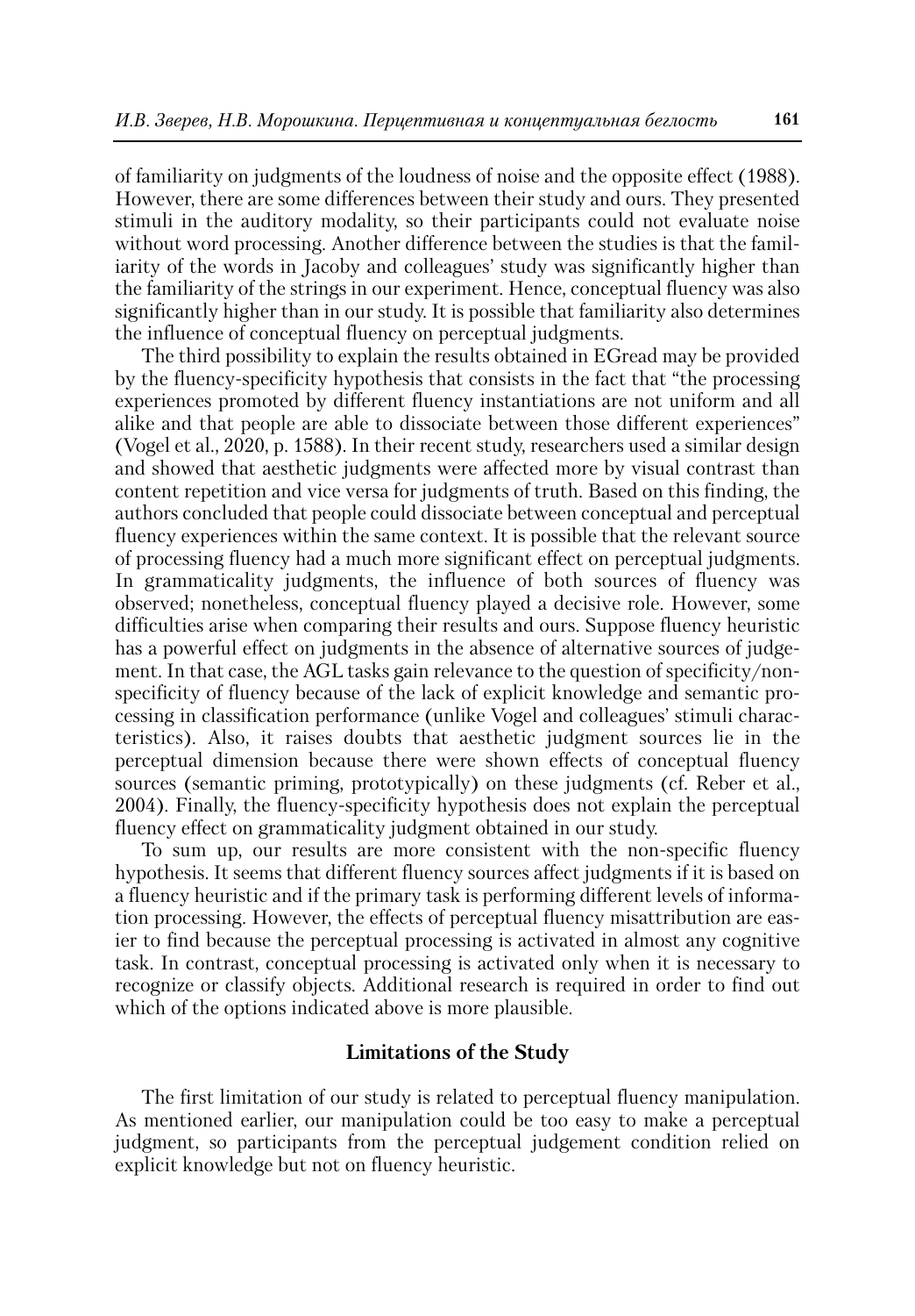of familiarity on judgments of the loudness of noise and the opposite effect (1988). However, there are some differences between their study and ours. They presented stimuli in the auditory modality, so their participants could not evaluate noise without word processing. Another difference between the studies is that the familiarity of the words in Jacoby and colleagues' study was significantly higher than the familiarity of the strings in our experiment. Hence, conceptual fluency was also significantly higher than in our study. It is possible that familiarity also determines the influence of conceptual fluency on perceptual judgments.

The third possibility to explain the results obtained in EGread may be provided by the fluency-specificity hypothesis that consists in the fact that "the processing experiences promoted by different fluency instantiations are not uniform and all alike and that people are able to dissociate between those different experiences" (Vogel et al., 2020, p. 1588). In their recent study, researchers used a similar design and showed that aesthetic judgments were affected more by visual contrast than content repetition and vice versa for judgments of truth. Based on this finding, the authors concluded that people could dissociate between conceptual and perceptual fluency experiences within the same context. It is possible that the relevant source of processing fluency had a much more significant effect on perceptual judgments. In grammaticality judgments, the influence of both sources of fluency was observed; nonetheless, conceptual fluency played a decisive role. However, some difficulties arise when comparing their results and ours. Suppose fluency heuristic has a powerful effect on judgments in the absence of alternative sources of judgement. In that case, the AGL tasks gain relevance to the question of specificity/non-specificity of fluency because of the lack of explicit knowledge and semantic processing in classification performance (unlike Vogel and colleagues' stimuli characteristics). Also, it raises doubts that aesthetic judgment sources lie in the perceptual dimension because there were shown effects of conceptual fluency sources (semantic priming, prototypically) on these judgments (cf. Reber et al., 2004). Finally, the fluency-specificity hypothesis does not explain the perceptual fluency effect on grammaticality judgment obtained in our study.

To sum up, our results are more consistent with the non-specific fluency hypothesis. It seems that different fluency sources affect judgments if it is based on a fluency heuristic and if the primary task is performing different levels of information processing. However, the effects of perceptual fluency misattribution are easier to find because the perceptual processing is activated in almost any cognitive task. In contrast, conceptual processing is activated only when it is necessary to recognize or classify objects. Additional research is required in order to find out which of the options indicated above is more plausible.

## Limitations of the Study

The first limitation of our study is related to perceptual fluency manipulation. As mentioned earlier, our manipulation could be too easy to make a perceptual judgment, so participants from the perceptual judgement condition relied on explicit knowledge but not on fluency heuristic.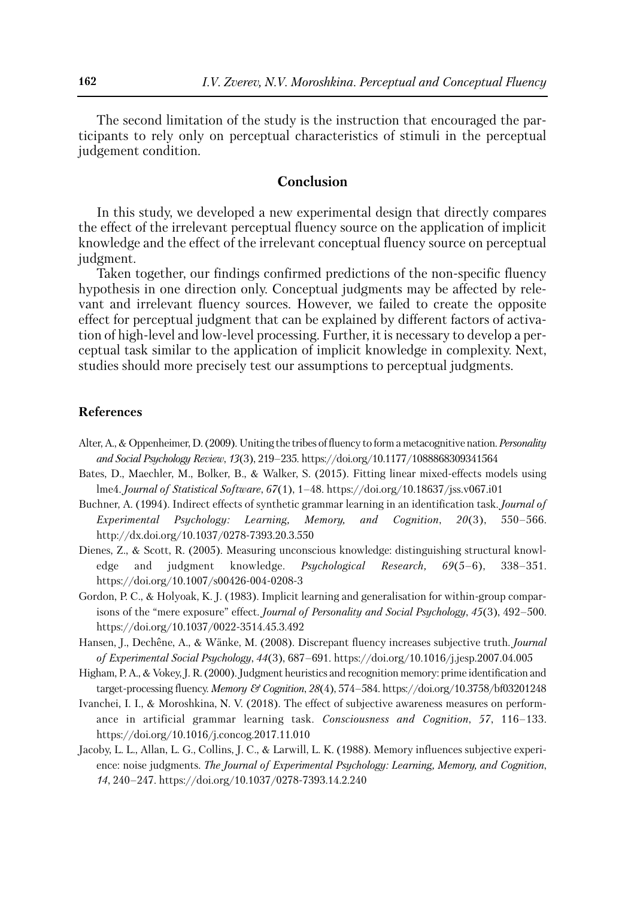The second limitation of the study is the instruction that encouraged the participants to rely only on perceptual characteristics of stimuli in the perceptual judgement condition.

## Conclusion

In this study, we developed a new experimental design that directly compares the effect of the irrelevant perceptual fluency source on the application of implicit knowledge and the effect of the irrelevant conceptual fluency source on perceptual judgment.

Taken together, our findings confirmed predictions of the non-specific fluency hypothesis in one direction only. Conceptual judgments may be affected by relevant and irrelevant fluency sources. However, we failed to create the opposite effect for perceptual judgment that can be explained by different factors of activation of high-level and low-level processing. Further, it is necessary to develop a perceptual task similar to the application of implicit knowledge in complexity. Next, studies should more precisely test our assumptions to perceptual judgments.

### References

Alter, A., & Oppenheimer, D. (2009). Uniting the tribes of fluency to form a metacognitive nation. *Personality and Social Psychology Review*, *13*(3), 219–235. https://doi.org/10.1177/1088868309341564

Bates, D., Maechler, M., Bolker, B., & Walker, S. (2015). Fitting linear mixed-effects models using lme4. *Journal of Statistical Software*, *67*(1), 1–48. https://doi.org/10.18637/jss.v067.i01

Buchner, A. (1994). Indirect effects of synthetic grammar learning in an identification task. *Journal of Experimental Psychology: Learning, Memory, and Cognition*, *20*(3), 550–566. http://dx.doi.org/10.1037/0278-7393.20.3.550

Dienes, Z., & Scott, R. (2005). Measuring unconscious knowledge: distinguishing structural knowledge and judgment knowledge. *Psychological Research, 69*(5–6), 338–351. https://doi.org/10.1007/s00426-004-0208-3

Gordon, P. C., & Holyoak, K. J. (1983). Implicit learning and generalisation for within-group comparisons of the "mere exposure" effect. *Journal of Personality and Social Psychology*, *45*(3), 492–500. https://doi.org/10.1037/0022-3514.45.3.492

Hansen, J., Dechêne, A., & Wänke, M. (2008). Discrepant fluency increases subjective truth. *Journal of Experimental Social Psychology*, *44*(3), 687–691. https://doi.org/10.1016/j.jesp.2007.04.005

Higham, P. A., & Vokey, J. R. (2000). Judgment heuristics and recognition memory: prime identification and target-processing fluency. *Memory & Cognition*, *28*(4), 574–584. https://doi.org/10.3758/bf03201248

Ivanchei, I. I., & Moroshkina, N. V. (2018). The effect of subjective awareness measures on performance in artificial grammar learning task. *Consciousness and Cognition*, *57*, 116–133. https://doi.org/10.1016/j.concog.2017.11.010

Jacoby, L. L., Allan, L. G., Collins, J. C., & Larwill, L. K. (1988). Memory influences subjective experience: noise judgments. *The Journal of Experimental Psychology: Learning, Memory, and Cognition*, *14*, 240–247. https://doi.org/10.1037/0278-7393.14.2.240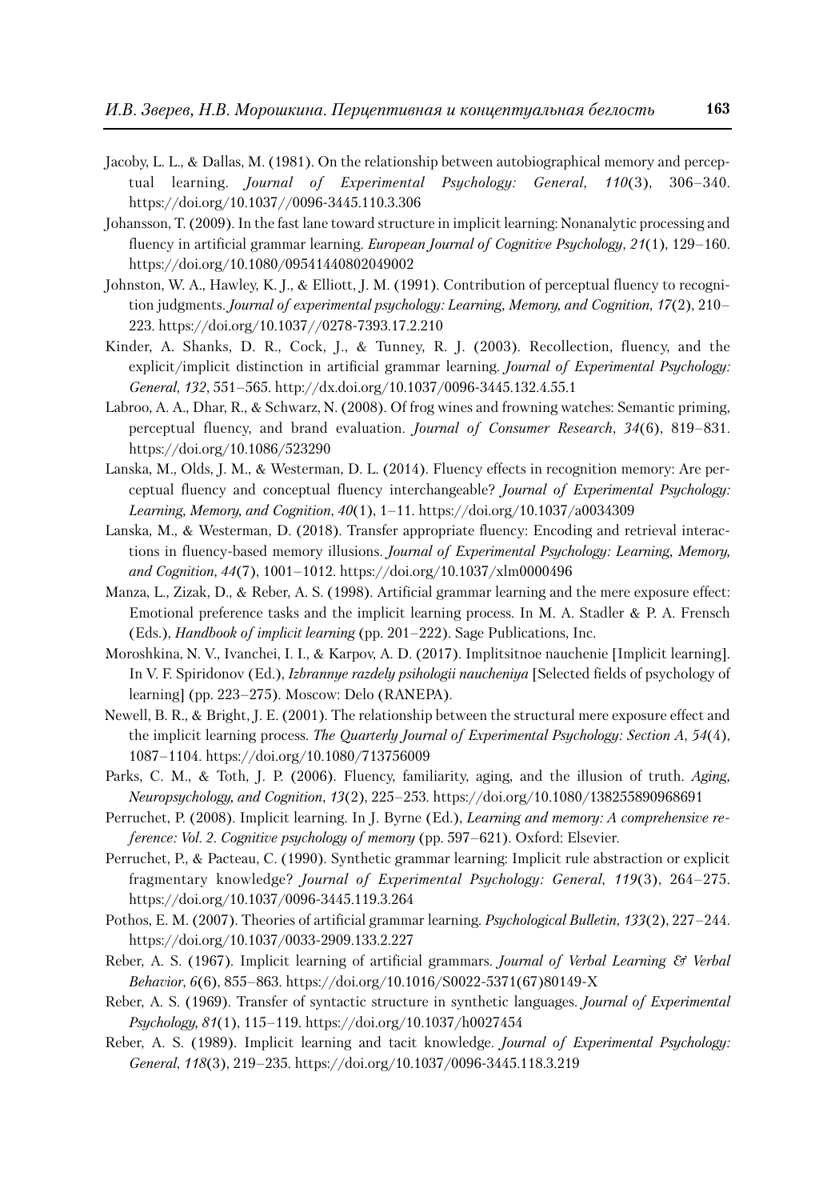Jacoby, L. L., & Dallas, M. (1981). On the relationship between autobiographical memory and perceptual learning. *Journal of Experimental Psychology: General*, *110*(3), 306–340. https://doi.org/10.1037//0096-3445.110.3.306

Johansson, T. (2009). In the fast lane toward structure in implicit learning: Nonanalytic processing and fluency in artificial grammar learning. *European Journal of Cognitive Psychology*, *21*(1), 129–160. https://doi.org/10.1080/09541440802049002

Johnston, W. A., Hawley, K. J., & Elliott, J. M. (1991). Contribution of perceptual fluency to recognition judgments. *Journal of experimental psychology: Learning, Memory, and Cognition*, *17*(2), 210–223. https://doi.org/10.1037//0278-7393.17.2.210

Kinder, A. Shanks, D. R., Cock, J., & Tunney, R. J. (2003). Recollection, fluency, and the explicit/implicit distinction in artificial grammar learning. *Journal of Experimental Psychology: General*, *132*, 551–565. http://dx.doi.org/10.1037/0096-3445.132.4.55.1

Labroo, A. A., Dhar, R., & Schwarz, N. (2008). Of frog wines and frowning watches: Semantic priming, perceptual fluency, and brand evaluation. *Journal of Consumer Research*, *34*(6), 819–831. https://doi.org/10.1086/523290

Lanska, M., Olds, J. M., & Westerman, D. L. (2014). Fluency effects in recognition memory: Are perceptual fluency and conceptual fluency interchangeable? *Journal of Experimental Psychology: Learning, Memory, and Cognition*, *40*(1), 1–11. https://doi.org/10.1037/a0034309

Lanska, M., & Westerman, D. (2018). Transfer appropriate fluency: Encoding and retrieval interactions in fluency-based memory illusions. *Journal of Experimental Psychology: Learning, Memory, and Cognition*, *44*(7), 1001–1012. https://doi.org/10.1037/xlm0000496

Manza, L., Zizak, D., & Reber, A. S. (1998). Artificial grammar learning and the mere exposure effect: Emotional preference tasks and the implicit learning process. In M. A. Stadler & P. A. Frensch (Eds.), *Handbook of implicit learning* (pp. 201–222). Sage Publications, Inc.

Moroshkina, N. V., Ivanchei, I. I., & Karpov, A. D. (2017). Implitsitnoe nauchenie [Implicit learning]. In V. F. Spiridonov (Ed.), *Izbrannye razdely psihologii naucheniya* [Selected fields of psychology of learning] (pp. 223–275). Moscow: Delo (RANEPA).

Newell, B. R., & Bright, J. E. (2001). The relationship between the structural mere exposure effect and the implicit learning process. *The Quarterly Journal of Experimental Psychology: Section A*, *54*(4), 1087–1104. https://doi.org/10.1080/713756009

Parks, C. M., & Toth, J. P. (2006). Fluency, familiarity, aging, and the illusion of truth. *Aging, Neuropsychology, and Cognition*, *13*(2), 225–253. https://doi.org/10.1080/138255890968691

Perruchet, P. (2008). Implicit learning. In J. Byrne (Ed.), *Learning and memory: A comprehensive reference: Vol. 2. Cognitive psychology of memory* (pp. 597–621). Oxford: Elsevier.

Perruchet, P., & Pacteau, C. (1990). Synthetic grammar learning: Implicit rule abstraction or explicit fragmentary knowledge? *Journal of Experimental Psychology: General*, *119*(3), 264–275. https://doi.org/10.1037/0096-3445.119.3.264

Pothos, E. M. (2007). Theories of artificial grammar learning. *Psychological Bulletin*, *133*(2), 227–244. https://doi.org/10.1037/0033-2909.133.2.227

Reber, A. S. (1967). Implicit learning of artificial grammars. *Journal of Verbal Learning & Verbal Behavior*, *6*(6), 855–863. https://doi.org/10.1016/S0022-5371(67)80149-X

Reber, A. S. (1969). Transfer of syntactic structure in synthetic languages. *Journal of Experimental Psychology, 81*(1), 115–119. https://doi.org/10.1037/h0027454

Reber, A. S. (1989). Implicit learning and tacit knowledge. *Journal of Experimental Psychology: General*, *118*(3), 219–235. https://doi.org/10.1037/0096-3445.118.3.219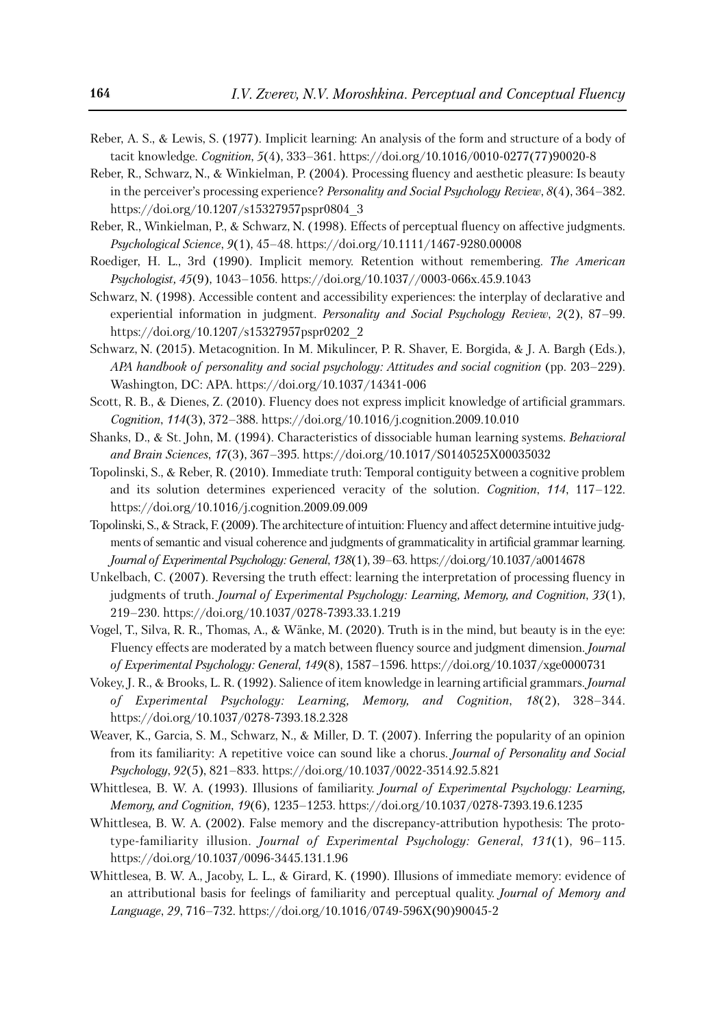Reber, A. S., & Lewis, S. (1977). Implicit learning: An analysis of the form and structure of a body of tacit knowledge. *Cognition*, *5*(4), 333–361. https://doi.org/10.1016/0010-0277(77)90020-8

Reber, R., Schwarz, N., & Winkielman, P. (2004). Processing fluency and aesthetic pleasure: Is beauty in the perceiver's processing experience? *Personality and Social Psychology Review*, *8*(4), 364–382. https://doi.org/10.1207/s15327957pspr0804_3

Reber, R., Winkielman, P., & Schwarz, N. (1998). Effects of perceptual fluency on affective judgments. *Psychological Science*, *9*(1), 45–48. https://doi.org/10.1111/1467-9280.00008

Roediger, H. L., 3rd (1990). Implicit memory. Retention without remembering. *The American Psychologist, 45*(9), 1043–1056. https://doi.org/10.1037//0003-066x.45.9.1043

Schwarz, N. (1998). Accessible content and accessibility experiences: the interplay of declarative and experiential information in judgment. *Personality and Social Psychology Review*, *2*(2), 87–99. https://doi.org/10.1207/s15327957pspr0202_2

Schwarz, N. (2015). Metacognition. In M. Mikulincer, P. R. Shaver, E. Borgida, & J. A. Bargh (Eds.), *APA handbook of personality and social psychology: Attitudes and social cognition* (pp. 203–229). Washington, DC: APA. https://doi.org/10.1037/14341-006

Scott, R. B., & Dienes, Z. (2010). Fluency does not express implicit knowledge of artificial grammars. *Cognition*, *114*(3), 372–388. https://doi.org/10.1016/j.cognition.2009.10.010

Shanks, D., & St. John, M. (1994). Characteristics of dissociable human learning systems. *Behavioral and Brain Sciences*, *17*(3), 367–395. https://doi.org/10.1017/S0140525X00035032

Topolinski, S., & Reber, R. (2010). Immediate truth: Temporal contiguity between a cognitive problem and its solution determines experienced veracity of the solution. *Cognition*, *114*, 117–122. https://doi.org/10.1016/j.cognition.2009.09.009

Topolinski, S., & Strack, F. (2009). The architecture of intuition: Fluency and affect determine intuitive judgments of semantic and visual coherence and judgments of grammaticality in artificial grammar learning. *Journal of Experimental Psychology: General*, *138*(1), 39–63. https://doi.org/10.1037/a0014678

Unkelbach, C. (2007). Reversing the truth effect: learning the interpretation of processing fluency in judgments of truth. *Journal of Experimental Psychology: Learning, Memory, and Cognition*, *33*(1), 219–230. https://doi.org/10.1037/0278-7393.33.1.219

Vogel, T., Silva, R. R., Thomas, A., & Wänke, M. (2020). Truth is in the mind, but beauty is in the eye: Fluency effects are moderated by a match between fluency source and judgment dimension. *Journal of Experimental Psychology: General*, *149*(8), 1587–1596. https://doi.org/10.1037/xge0000731

Vokey, J. R., & Brooks, L. R. (1992). Salience of item knowledge in learning artificial grammars. *Journal of Experimental Psychology: Learning, Memory, and Cognition*, *18*(2), 328–344. https://doi.org/10.1037/0278-7393.18.2.328

Weaver, K., Garcia, S. M., Schwarz, N., & Miller, D. T. (2007). Inferring the popularity of an opinion from its familiarity: A repetitive voice can sound like a chorus. *Journal of Personality and Social Psychology*, *92*(5), 821–833. https://doi.org/10.1037/0022-3514.92.5.821

Whittlesea, B. W. A. (1993). Illusions of familiarity. *Journal of Experimental Psychology: Learning, Memory, and Cognition*, *19*(6), 1235–1253. https://doi.org/10.1037/0278-7393.19.6.1235

Whittlesea, B. W. A. (2002). False memory and the discrepancy-attribution hypothesis: The prototype-familiarity illusion. *Journal of Experimental Psychology: General*, *131*(1), 96–115. https://doi.org/10.1037/0096-3445.131.1.96

Whittlesea, B. W. A., Jacoby, L. L., & Girard, K. (1990). Illusions of immediate memory: evidence of an attributional basis for feelings of familiarity and perceptual quality. *Journal of Memory and Language*, *29*, 716–732. https://doi.org/10.1016/0749-596X(90)90045-2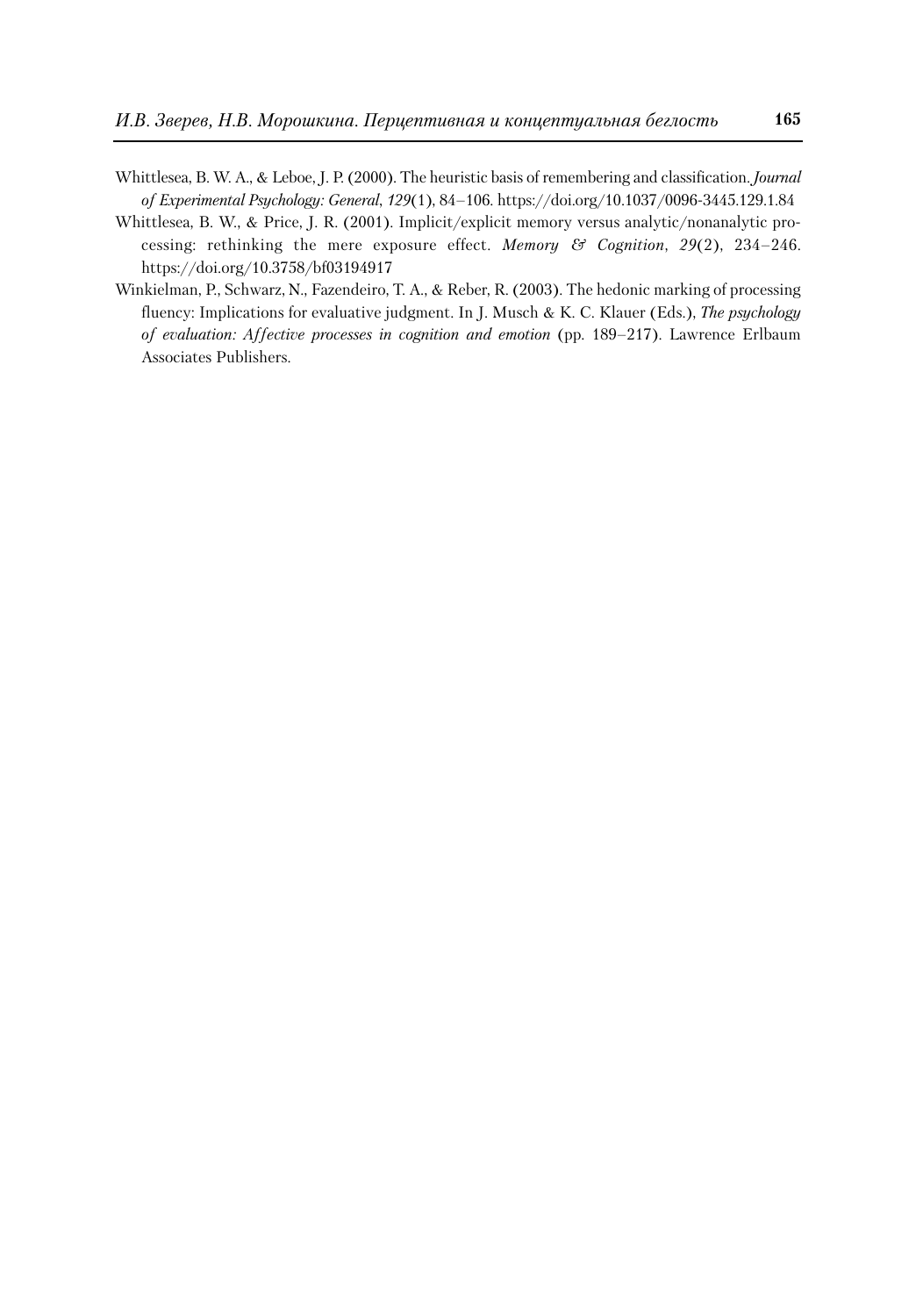Whittlesea, B. W. A., & Leboe, J. P. (2000). The heuristic basis of remembering and classification. *Journal of Experimental Psychology: General*, *129*(1), 84–106. https://doi.org/10.1037/0096-3445.129.1.84

Whittlesea, B. W., & Price, J. R. (2001). Implicit/explicit memory versus analytic/nonanalytic processing: rethinking the mere exposure effect. *Memory & Cognition*, *29*(2), 234–246. https://doi.org/10.3758/bf03194917

Winkielman, P., Schwarz, N., Fazendeiro, T. A., & Reber, R. (2003). The hedonic marking of processing fluency: Implications for evaluative judgment. In J. Musch & K. C. Klauer (Eds.), *The psychology of evaluation: Affective processes in cognition and emotion* (pp. 189–217). Lawrence Erlbaum Associates Publishers.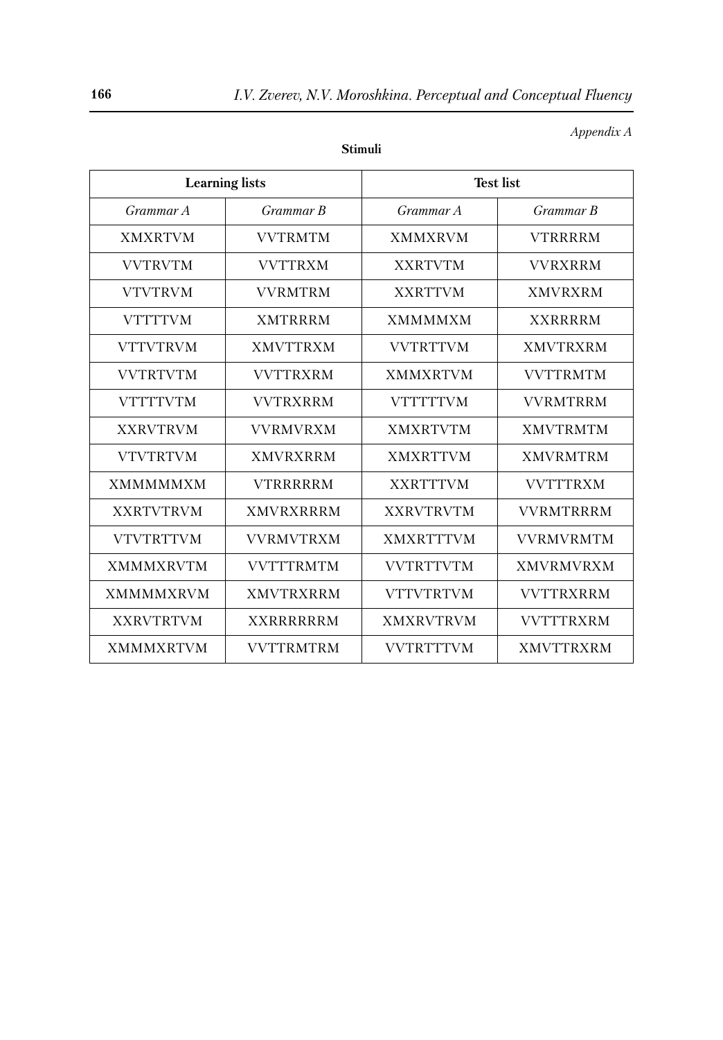*Appendix A*

**Stimuli**

| Learning lists | | Test list | |
|---|---|---|---|
| *Grammar A* | *Grammar B* | *Grammar A* | *Grammar B* |
| XMXRTVM | VVTRMTM | XMMXRVM | VTRRRRM |
| VVTRVTM | VVTTRXM | XXRTVTM | VVRXRRM |
| VTVTRVM | VVRMTRM | XXRTTVM | XMVRXRM |
| VTTTTVM | XMTRRRM | XMMMMXM | XXRRRRM |
| VTTVTRVM | XMVTTRXM | VVTRTTVM | XMVTRXRM |
| VVTRTVTM | VVTTRXRM | XMMXRTVM | VVTTRMTM |
| VTTTTVTM | VVTRXRRM | VTTTTTVM | VVRMTRRM |
| XXRVTRVM | VVRMVRXM | XMXRTVTM | XMVTRMTM |
| VTVTRTVM | XMVRXRRM | XMXRTTVM | XMVRMTRM |
| XMMMMMXM | VTRRRRRM | XXRTTTVM | VVTTTRXM |
| XXRTVTRVM | XMVRXRRRM | XXRVTRVTM | VVRMTRRRM |
| VTVTRTTVM | VVRMVTRXM | XMXRTTTVM | VVRMVRMTM |
| XMMMXRVTM | VVTTTRMTM | VVTRTTVTM | XMVRMVRXM |
| XMMMMXRVM | XMVTRXRRM | VTTVTRTVM | VVTTRXRRM |
| XXRVTRTVM | XXRRRRRRM | XMXRVTRVM | VVTTTRXRM |
| XMMMXRTVM | VVTTRMTRM | VVTRTTTVM | XMVTTRXRM |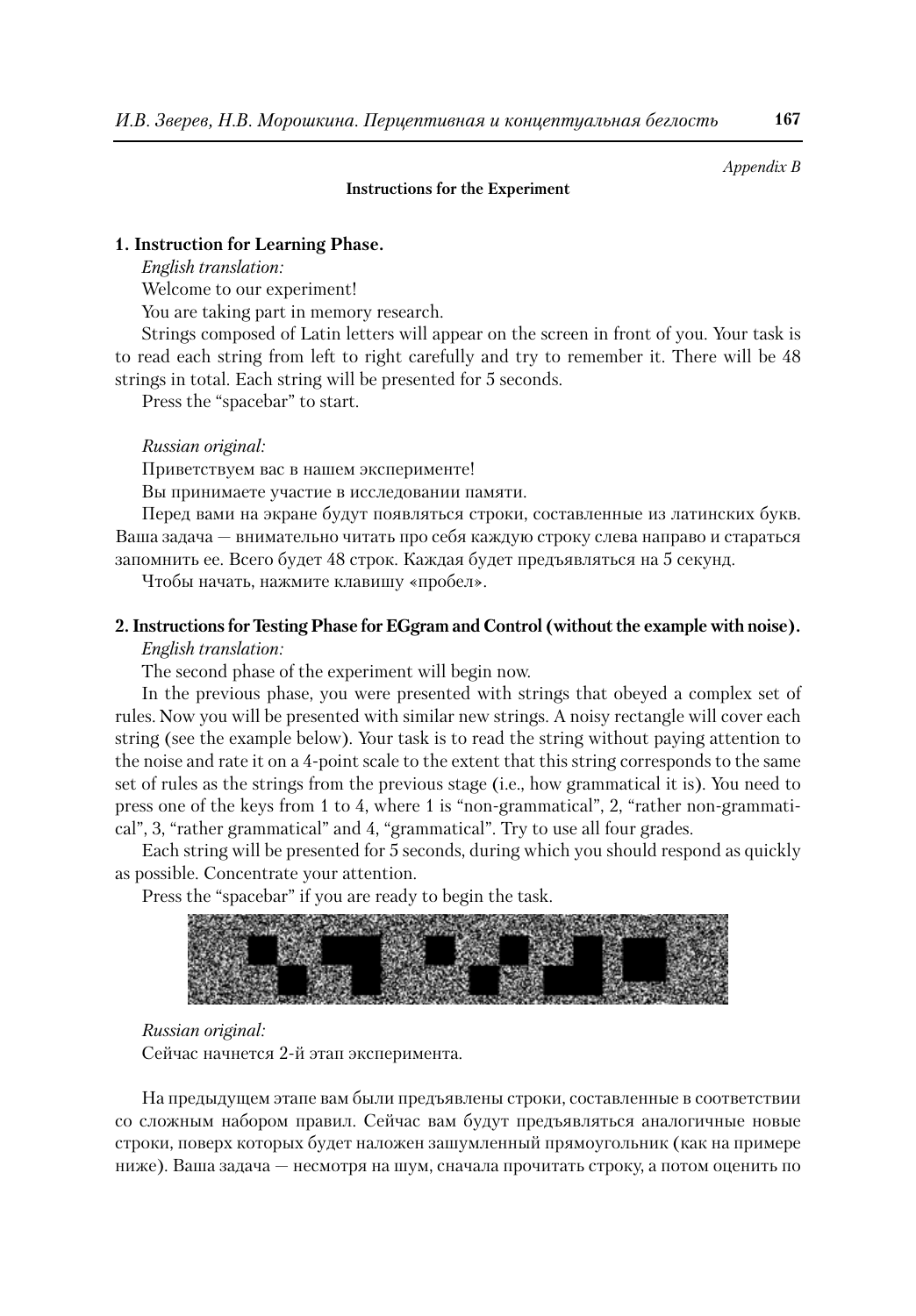*Appendix B*

**Instructions for the Experiment**

**1. Instruction for Learning Phase.**

*English translation:*

Welcome to our experiment!

You are taking part in memory research.

Strings composed of Latin letters will appear on the screen in front of you. Your task is to read each string from left to right carefully and try to remember it. There will be 48 strings in total. Each string will be presented for 5 seconds.

Press the "spacebar" to start.

*Russian original:*

Приветствуем вас в нашем эксперименте!

Вы принимаете участие в исследовании памяти.

Перед вами на экране будут появляться строки, составленные из латинских букв. Ваша задача — внимательно читать про себя каждую строку слева направо и стараться запомнить ее. Всего будет 48 строк. Каждая будет предъявляться на 5 секунд.

Чтобы начать, нажмите клавишу «пробел».

**2. Instructions for Testing Phase for EGgram and Control (without the example with noise).**

*English translation:*

The second phase of the experiment will begin now.

In the previous phase, you were presented with strings that obeyed a complex set of rules. Now you will be presented with similar new strings. A noisy rectangle will cover each string (see the example below). Your task is to read the string without paying attention to the noise and rate it on a 4-point scale to the extent that this string corresponds to the same set of rules as the strings from the previous stage (i.e., how grammatical it is). You need to press one of the keys from 1 to 4, where 1 is "non-grammatical", 2, "rather non-grammatical", 3, "rather grammatical" and 4, "grammatical". Try to use all four grades.

Each string will be presented for 5 seconds, during which you should respond as quickly as possible. Concentrate your attention.

Press the "spacebar" if you are ready to begin the task.

*Russian original:*

Сейчас начнется 2-й этап эксперимента.

На предыдущем этапе вам были предъявлены строки, составленные в соответствии со сложным набором правил. Сейчас вам будут предъявляться аналогичные новые строки, поверх которых будет наложен зашумленный прямоугольник (как на примере ниже). Ваша задача — несмотря на шум, сначала прочитать строку, а потом оценить по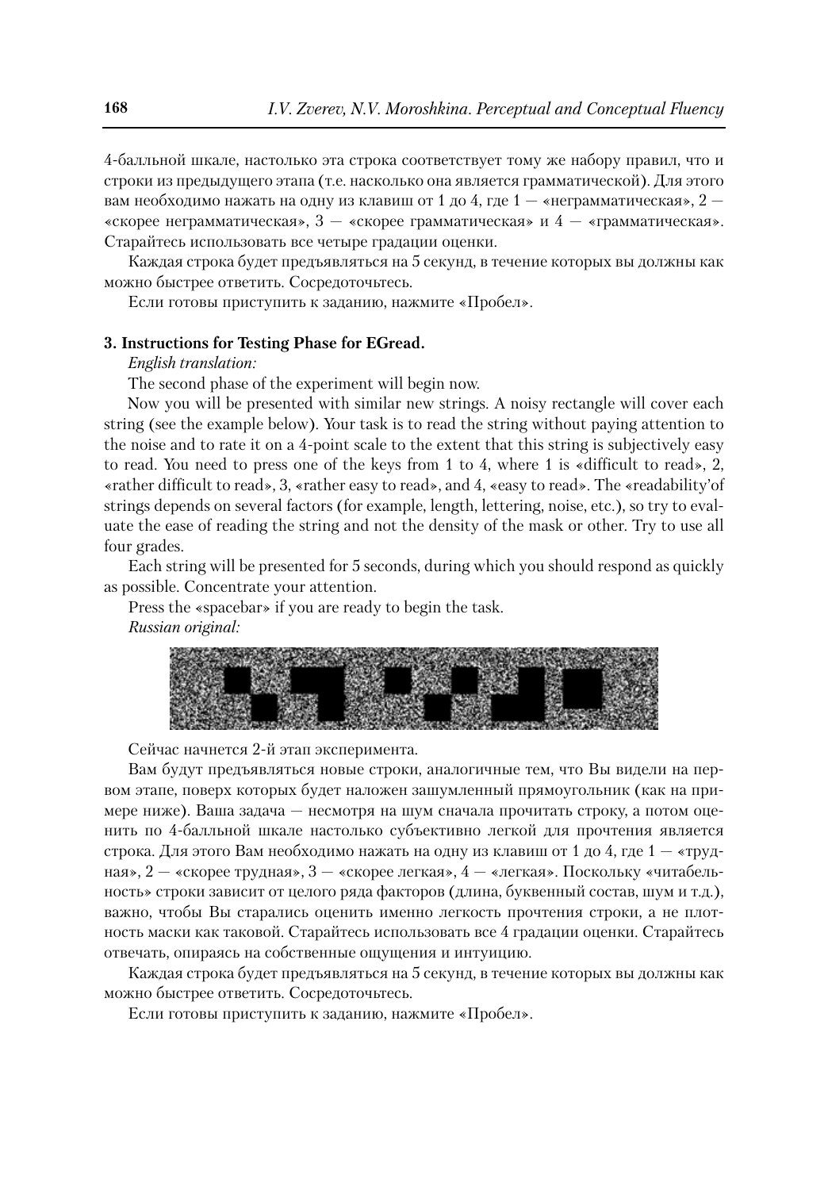4-балльной шкале, настолько эта строка соответствует тому же набору правил, что и строки из предыдущего этапа (т.е. насколько она является грамматической). Для этого вам необходимо нажать на одну из клавиш от 1 до 4, где 1 — «неграмматическая», 2 — «скорее неграмматическая», 3 — «скорее грамматическая» и 4 — «грамматическая». Старайтесь использовать все четыре градации оценки.

Каждая строка будет предъявляться на 5 секунд, в течение которых вы должны как можно быстрее ответить. Сосредоточьтесь.

Если готовы приступить к заданию, нажмите «Пробел».

### 3. Instructions for Testing Phase for EGread.

*English translation:*

The second phase of the experiment will begin now.

Now you will be presented with similar new strings. A noisy rectangle will cover each string (see the example below). Your task is to read the string without paying attention to the noise and to rate it on a 4-point scale to the extent that this string is subjectively easy to read. You need to press one of the keys from 1 to 4, where 1 is «difficult to read», 2, «rather difficult to read», 3, «rather easy to read», and 4, «easy to read». The «readability'of strings depends on several factors (for example, length, lettering, noise, etc.), so try to evaluate the ease of reading the string and not the density of the mask or other. Try to use all four grades.

Each string will be presented for 5 seconds, during which you should respond as quickly as possible. Concentrate your attention.

Press the «spacebar» if you are ready to begin the task.

*Russian original:*

Сейчас начнется 2-й этап эксперимента.

Вам будут предъявляться новые строки, аналогичные тем, что Вы видели на первом этапе, поверх которых будет наложен зашумленный прямоугольник (как на примере ниже). Ваша задача — несмотря на шум сначала прочитать строку, а потом оценить по 4-балльной шкале настолько субъективно легкой для прочтения является строка. Для этого Вам необходимо нажать на одну из клавиш от 1 до 4, где 1 — «трудная», 2 — «скорее трудная», 3 — «скорее легкая», 4 — «легкая». Поскольку «читабельность» строки зависит от целого ряда факторов (длина, буквенный состав, шум и т.д.), важно, чтобы Вы старались оценить именно легкость прочтения строки, а не плотность маски как таковой. Старайтесь использовать все 4 градации оценки. Старайтесь отвечать, опираясь на собственные ощущения и интуицию.

Каждая строка будет предъявляться на 5 секунд, в течение которых вы должны как можно быстрее ответить. Сосредоточьтесь.

Если готовы приступить к заданию, нажмите «Пробел».